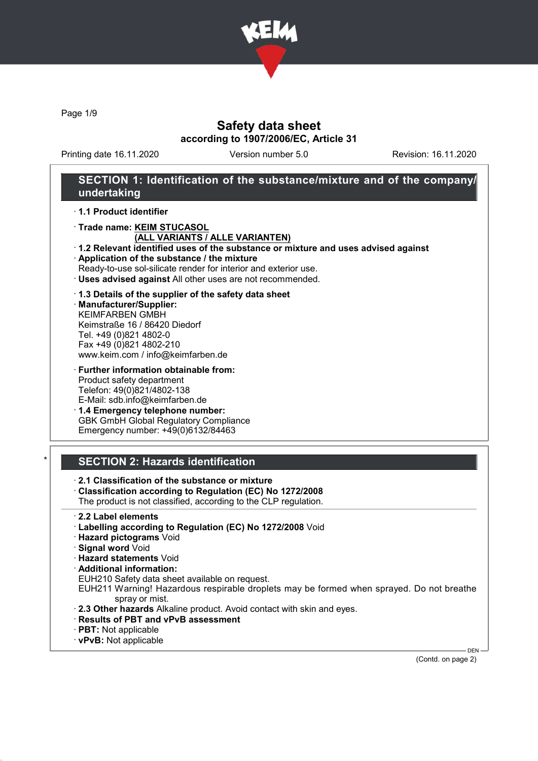# Safety data sheet

**according to 1907/2006/EC, Article 31**

Printing date 16.11.2020 Version number 5.0 Revision: 16.11.2020

## SECTION 1: Identification of the substance/mixture and of the company/undertaking

· **1.1 Product identifier**

· **Trade name: KEIM STUCASOL (ALL VARIANTS / ALLE VARIANTEN)**

· **1.2 Relevant identified uses of the substance or mixture and uses advised against**

· **Application of the substance / the mixture**
Ready-to-use sol-silicate render for interior and exterior use.

· **Uses advised against** All other uses are not recommended.

· **1.3 Details of the supplier of the safety data sheet**

· **Manufacturer/Supplier:**
KEIMFARBEN GMBH
Keimstraße 16 / 86420 Diedorf
Tel. +49 (0)821 4802-0
Fax +49 (0)821 4802-210
www.keim.com / info@keimfarben.de

· **Further information obtainable from:**
Product safety department
Telefon: 49(0)821/4802-138
E-Mail: sdb.info@keimfarben.de

· **1.4 Emergency telephone number:**
GBK GmbH Global Regulatory Compliance
Emergency number: +49(0)6132/84463

## * SECTION 2: Hazards identification

· **2.1 Classification of the substance or mixture**

· **Classification according to Regulation (EC) No 1272/2008**
The product is not classified, according to the CLP regulation.

· **2.2 Label elements**

· **Labelling according to Regulation (EC) No 1272/2008** Void

· **Hazard pictograms** Void

· **Signal word** Void

· **Hazard statements** Void

· **Additional information:**
EUH210 Safety data sheet available on request.
EUH211 Warning! Hazardous respirable droplets may be formed when sprayed. Do not breathe spray or mist.

· **2.3 Other hazards** Alkaline product. Avoid contact with skin and eyes.

· **Results of PBT and vPvB assessment**

· **PBT:** Not applicable

· **vPvB:** Not applicable

(Contd. on page 2)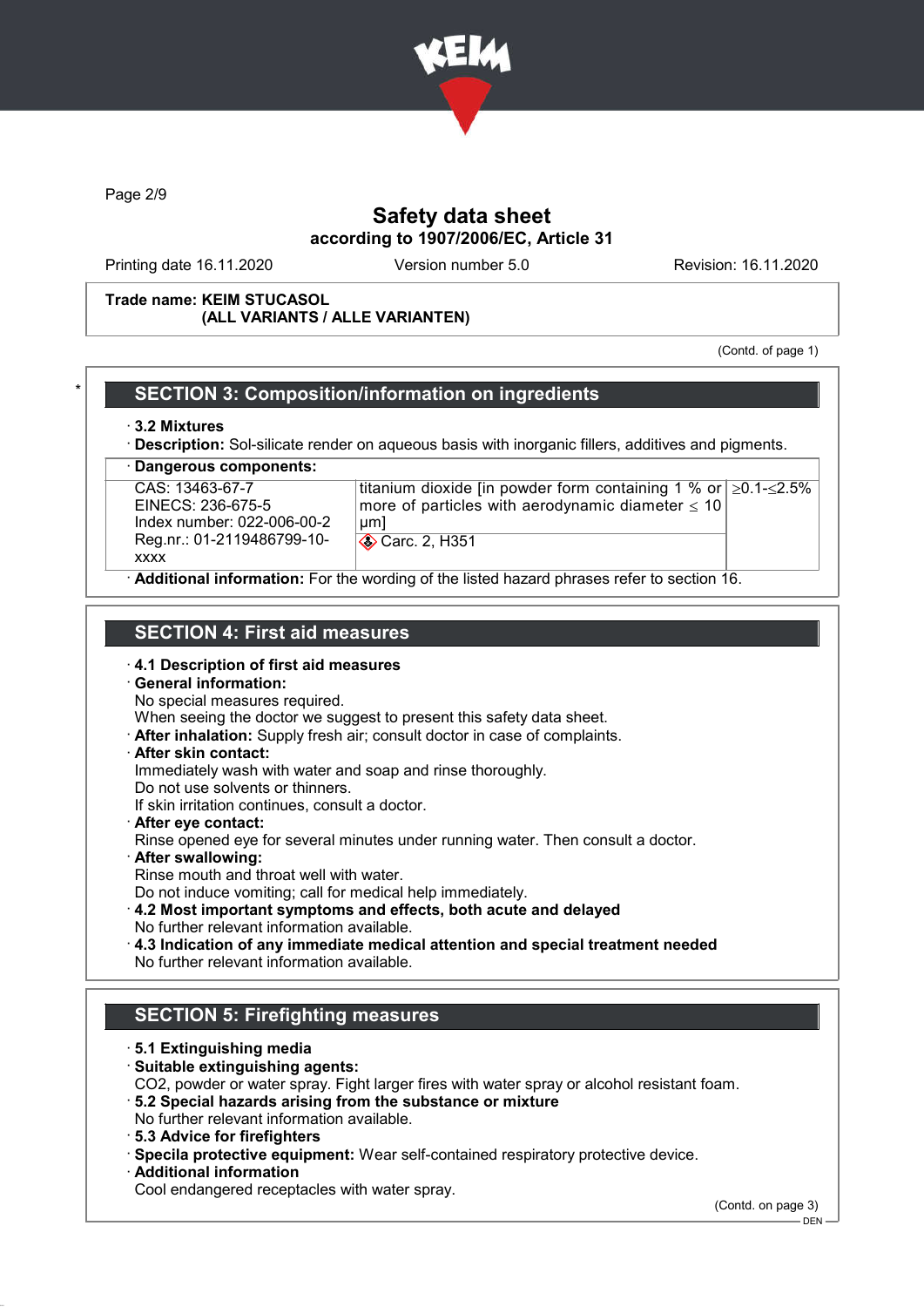# Safety data sheet
according to 1907/2006/EC, Article 31

Printing date 16.11.2020 Version number 5.0 Revision: 16.11.2020

**Trade name: KEIM STUCASOL (ALL VARIANTS / ALLE VARIANTEN)**

(Contd. of page 1)

## SECTION 3: Composition/information on ingredients

· **3.2 Mixtures**
· **Description:** Sol-silicate render on aqueous basis with inorganic fillers, additives and pigments.

· **Dangerous components:**

| | | |
|---|---|---|
| CAS: 13463-67-7<br>EINECS: 236-675-5<br>Index number: 022-006-00-2<br>Reg.nr.: 01-2119486799-10-xxxx | titanium dioxide [in powder form containing 1 % or more of particles with aerodynamic diameter ≤ 10 μm]<br>Carc. 2, H351 | ≥0.1-≤2.5% |

· **Additional information:** For the wording of the listed hazard phrases refer to section 16.

## SECTION 4: First aid measures

· **4.1 Description of first aid measures**
· **General information:**
No special measures required.
When seeing the doctor we suggest to present this safety data sheet.
· **After inhalation:** Supply fresh air; consult doctor in case of complaints.
· **After skin contact:**
Immediately wash with water and soap and rinse thoroughly.
Do not use solvents or thinners.
If skin irritation continues, consult a doctor.
· **After eye contact:**
Rinse opened eye for several minutes under running water. Then consult a doctor.
· **After swallowing:**
Rinse mouth and throat well with water.
Do not induce vomiting; call for medical help immediately.
· **4.2 Most important symptoms and effects, both acute and delayed**
No further relevant information available.
· **4.3 Indication of any immediate medical attention and special treatment needed**
No further relevant information available.

## SECTION 5: Firefighting measures

· **5.1 Extinguishing media**
· **Suitable extinguishing agents:**
CO2, powder or water spray. Fight larger fires with water spray or alcohol resistant foam.
· **5.2 Special hazards arising from the substance or mixture**
No further relevant information available.
· **5.3 Advice for firefighters**
· **Specila protective equipment:** Wear self-contained respiratory protective device.
· **Additional information**
Cool endangered receptacles with water spray.

(Contd. on page 3)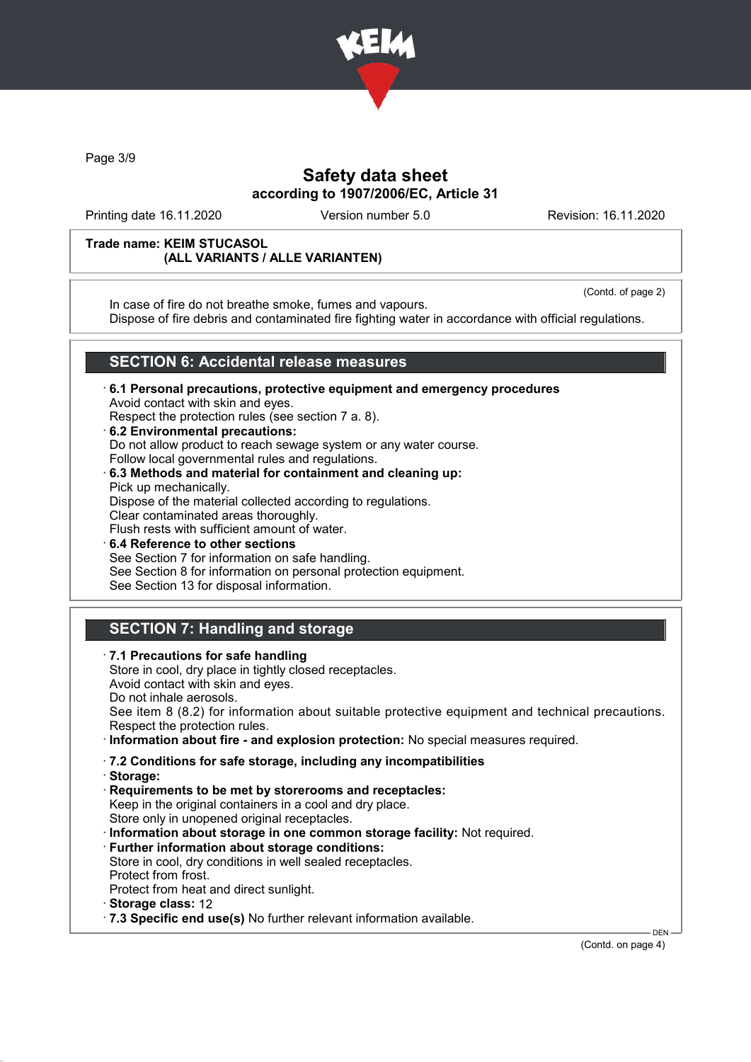**Safety data sheet**
**according to 1907/2006/EC, Article 31**

Printing date 16.11.2020 | Version number 5.0 | Revision: 16.11.2020

**Trade name: KEIM STUCASOL (ALL VARIANTS / ALLE VARIANTEN)**

(Contd. of page 2)

In case of fire do not breathe smoke, fumes and vapours.
Dispose of fire debris and contaminated fire fighting water in accordance with official regulations.

## SECTION 6: Accidental release measures

- **6.1 Personal precautions, protective equipment and emergency procedures**
  Avoid contact with skin and eyes.
  Respect the protection rules (see section 7 a. 8).
- **6.2 Environmental precautions:**
  Do not allow product to reach sewage system or any water course.
  Follow local governmental rules and regulations.
- **6.3 Methods and material for containment and cleaning up:**
  Pick up mechanically.
  Dispose of the material collected according to regulations.
  Clear contaminated areas thoroughly.
  Flush rests with sufficient amount of water.
- **6.4 Reference to other sections**
  See Section 7 for information on safe handling.
  See Section 8 for information on personal protection equipment.
  See Section 13 for disposal information.

## SECTION 7: Handling and storage

- **7.1 Precautions for safe handling**
  Store in cool, dry place in tightly closed receptacles.
  Avoid contact with skin and eyes.
  Do not inhale aerosols.
  See item 8 (8.2) for information about suitable protective equipment and technical precautions.
  Respect the protection rules.
- **Information about fire - and explosion protection:** No special measures required.

- **7.2 Conditions for safe storage, including any incompatibilities**
- **Storage:**
- **Requirements to be met by storerooms and receptacles:**
  Keep in the original containers in a cool and dry place.
  Store only in unopened original receptacles.
- **Information about storage in one common storage facility:** Not required.
- **Further information about storage conditions:**
  Store in cool, dry conditions in well sealed receptacles.
  Protect from frost.
  Protect from heat and direct sunlight.
- **Storage class:** 12
- **7.3 Specific end use(s)** No further relevant information available.

(Contd. on page 4)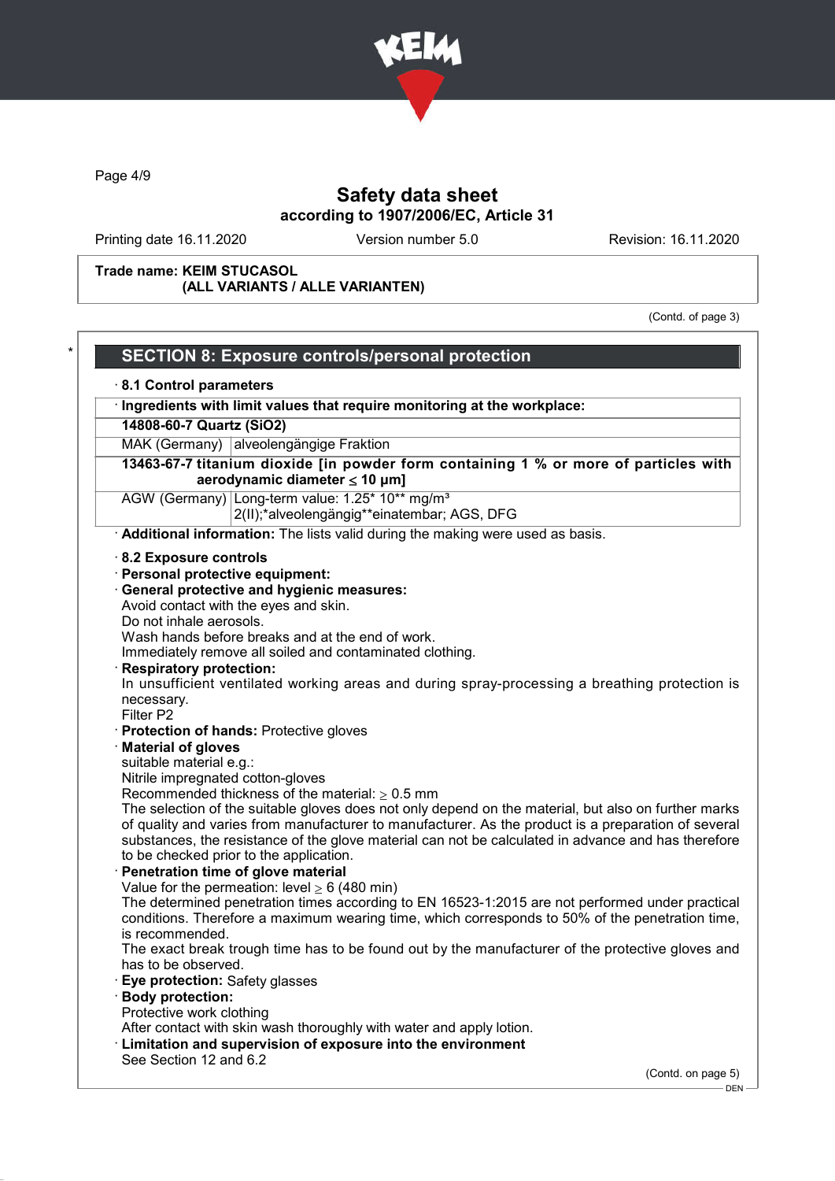Trade name: KEIM STUCASOL
(ALL VARIANTS / ALLE VARIANTEN)

(Contd. of page 3)

## SECTION 8: Exposure controls/personal protection

· **8.1 Control parameters**

| · Ingredients with limit values that require monitoring at the workplace: | |
|---|---|
| **14808-60-7 Quartz ($SiO_2$)** | |
| MAK (Germany) | alveolengängige Fraktion |
| **13463-67-7 titanium dioxide [in powder form containing 1 % or more of particles with aerodynamic diameter ≤ 10 μm]** | |
| AGW (Germany) | Long-term value: 1.25* 10** mg/m³<br>2(II);*alveolengängig**einatembar; AGS, DFG |

· **Additional information:** The lists valid during the making were used as basis.

· **8.2 Exposure controls**
· **Personal protective equipment:**
· **General protective and hygienic measures:**
Avoid contact with the eyes and skin.
Do not inhale aerosols.
Wash hands before breaks and at the end of work.
Immediately remove all soiled and contaminated clothing.
· **Respiratory protection:**
In unsufficient ventilated working areas and during spray-processing a breathing protection is necessary.
Filter P2
· **Protection of hands:** Protective gloves
· **Material of gloves**
suitable material e.g.:
Nitrile impregnated cotton-gloves
Recommended thickness of the material: ≥ 0.5 mm
The selection of the suitable gloves does not only depend on the material, but also on further marks of quality and varies from manufacturer to manufacturer. As the product is a preparation of several substances, the resistance of the glove material can not be calculated in advance and has therefore to be checked prior to the application.
· **Penetration time of glove material**
Value for the permeation: level ≥ 6 (480 min)
The determined penetration times according to EN 16523-1:2015 are not performed under practical conditions. Therefore a maximum wearing time, which corresponds to 50% of the penetration time, is recommended.
The exact break trough time has to be found out by the manufacturer of the protective gloves and has to be observed.
· **Eye protection:** Safety glasses
· **Body protection:**
Protective work clothing
After contact with skin wash thoroughly with water and apply lotion.
· **Limitation and supervision of exposure into the environment**
See Section 12 and 6.2

(Contd. on page 5)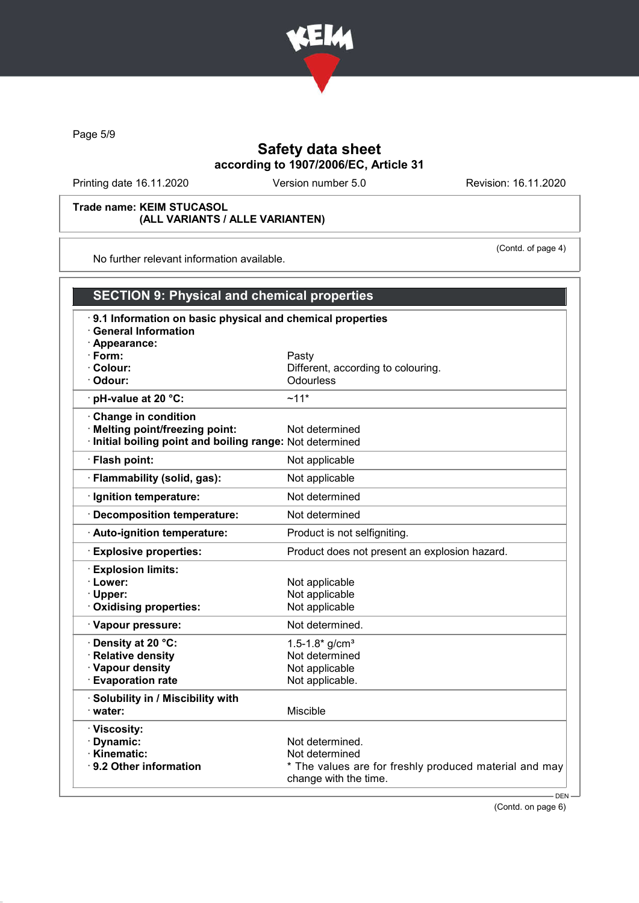Safety data sheet
according to 1907/2006/EC, Article 31

Printing date 16.11.2020 Version number 5.0 Revision: 16.11.2020

Trade name: KEIM STUCASOL
(ALL VARIANTS / ALLE VARIANTEN)

(Contd. of page 4)

No further relevant information available.

## SECTION 9: Physical and chemical properties

· **9.1 Information on basic physical and chemical properties**
· **General Information**
· **Appearance:**

| Property | Value |
|---|---|
| · **Form:** | Pasty |
| · **Colour:** | Different, according to colouring. |
| · **Odour:** | Odourless |
| · **pH-value at 20 °C:** | ~11* |
| · **Change in condition** | |
| · **Melting point/freezing point:** | Not determined |
| · **Initial boiling point and boiling range:** | Not determined |
| · **Flash point:** | Not applicable |
| · **Flammability (solid, gas):** | Not applicable |
| · **Ignition temperature:** | Not determined |
| · **Decomposition temperature:** | Not determined |
| · **Auto-ignition temperature:** | Product is not selfigniting. |
| · **Explosive properties:** | Product does not present an explosion hazard. |
| · **Explosion limits:** | |
| · **Lower:** | Not applicable |
| · **Upper:** | Not applicable |
| · **Oxidising properties:** | Not applicable |
| · **Vapour pressure:** | Not determined. |
| · **Density at 20 °C:** | 1.5-1.8* g/cm³ |
| · **Relative density** | Not determined |
| · **Vapour density** | Not applicable |
| · **Evaporation rate** | Not applicable. |
| · **Solubility in / Miscibility with** | |
| · **water:** | Miscible |
| · **Viscosity:** | |
| · **Dynamic:** | Not determined. |
| · **Kinematic:** | Not determined |
| · **9.2 Other information** | * The values are for freshly produced material and may change with the time. |

DEN

(Contd. on page 6)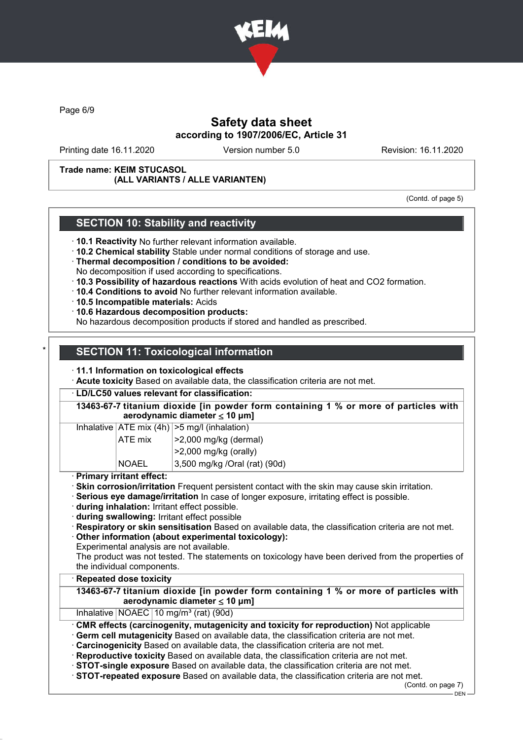# Safety data sheet

**according to 1907/2006/EC, Article 31**

Printing date 16.11.2020 | Version number 5.0 | Revision: 16.11.2020

**Trade name: KEIM STUCASOL (ALL VARIANTS / ALLE VARIANTEN)**

(Contd. of page 5)

## SECTION 10: Stability and reactivity

- **10.1 Reactivity** No further relevant information available.
- **10.2 Chemical stability** Stable under normal conditions of storage and use.
- **Thermal decomposition / conditions to be avoided:**
  No decomposition if used according to specifications.
- **10.3 Possibility of hazardous reactions** With acids evolution of heat and $CO_2$ formation.
- **10.4 Conditions to avoid** No further relevant information available.
- **10.5 Incompatible materials:** Acids
- **10.6 Hazardous decomposition products:**
  No hazardous decomposition products if stored and handled as prescribed.

## SECTION 11: Toxicological information

- **11.1 Information on toxicological effects**
- **Acute toxicity** Based on available data, the classification criteria are not met.

**LD/LC50 values relevant for classification:**

| 13463-67-7 titanium dioxide [in powder form containing 1 % or more of particles with aerodynamic diameter ≤ 10 μm] | | |
|---|---|---|
| Inhalative | ATE mix (4h) | >5 mg/l (inhalation) |
| | ATE mix | >2,000 mg/kg (dermal) |
| | | >2,000 mg/kg (orally) |
| | NOAEL | 3,500 mg/kg /Oral (rat) (90d) |

- **Primary irritant effect:**
- **Skin corrosion/irritation** Frequent persistent contact with the skin may cause skin irritation.
- **Serious eye damage/irritation** In case of longer exposure, irritating effect is possible.
- **during inhalation:** Irritant effect possible.
- **during swallowing:** Irritant effect possible
- **Respiratory or skin sensitisation** Based on available data, the classification criteria are not met.
- **Other information (about experimental toxicology):**
  Experimental analysis are not available.
  The product was not tested. The statements on toxicology have been derived from the properties of the individual components.

**Repeated dose toxicity**

| 13463-67-7 titanium dioxide [in powder form containing 1 % or more of particles with aerodynamic diameter ≤ 10 μm] | | |
|---|---|---|
| Inhalative | NOAEC | 10 mg/m³ (rat) (90d) |

- **CMR effects (carcinogenity, mutagenicity and toxicity for reproduction)** Not applicable
- **Germ cell mutagenicity** Based on available data, the classification criteria are not met.
- **Carcinogenicity** Based on available data, the classification criteria are not met.
- **Reproductive toxicity** Based on available data, the classification criteria are not met.
- **STOT-single exposure** Based on available data, the classification criteria are not met.
- **STOT-repeated exposure** Based on available data, the classification criteria are not met.

(Contd. on page 7)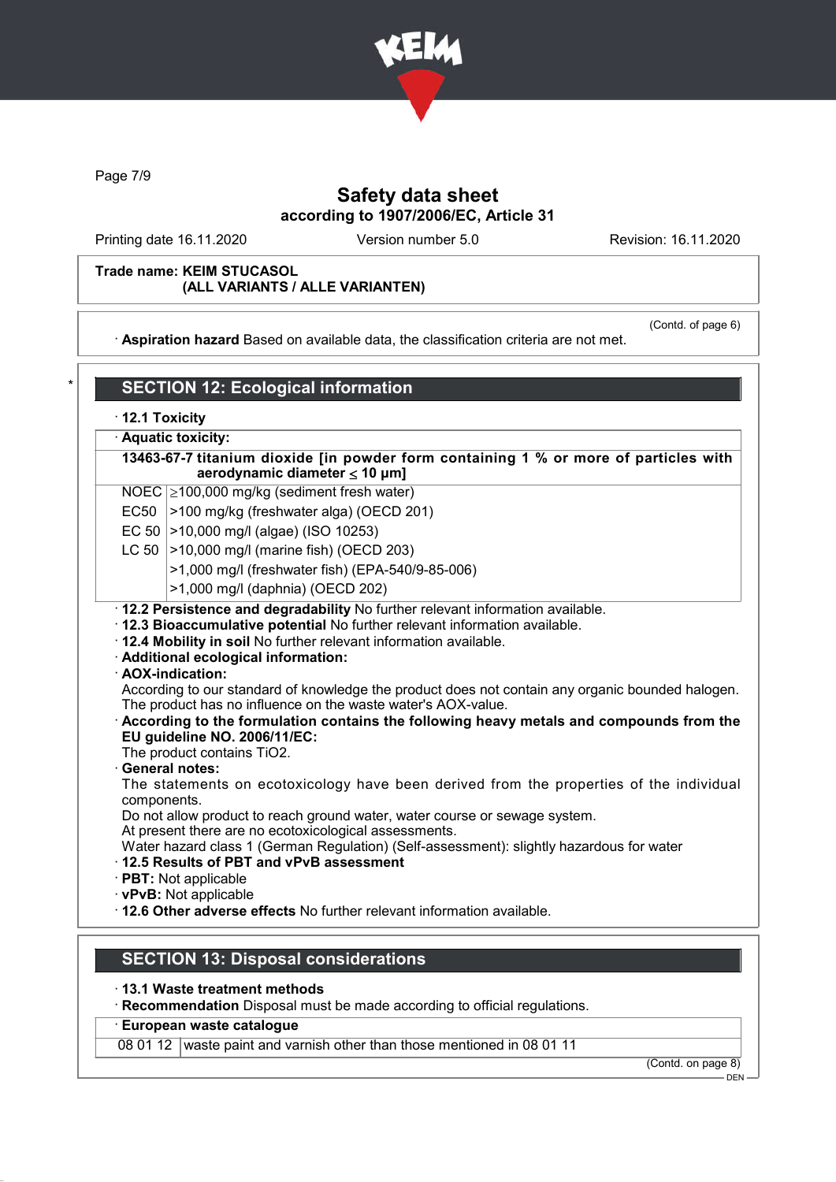**Trade name: KEIM STUCASOL (ALL VARIANTS / ALLE VARIANTEN)**

(Contd. of page 6)

· **Aspiration hazard** Based on available data, the classification criteria are not met.

## SECTION 12: Ecological information

· **12.1 Toxicity**

· **Aquatic toxicity:**

| **13463-67-7 titanium dioxide [in powder form containing 1 % or more of particles with aerodynamic diameter ≤ 10 μm]** | |
|---|---|
| NOEC | ≥100,000 mg/kg (sediment fresh water) |
| EC50 | >100 mg/kg (freshwater alga) (OECD 201) |
| EC 50 | >10,000 mg/l (algae) (ISO 10253) |
| LC 50 | >10,000 mg/l (marine fish) (OECD 203) |
| | >1,000 mg/l (freshwater fish) (EPA-540/9-85-006) |
| | >1,000 mg/l (daphnia) (OECD 202) |

· **12.2 Persistence and degradability** No further relevant information available.
· **12.3 Bioaccumulative potential** No further relevant information available.
· **12.4 Mobility in soil** No further relevant information available.
· **Additional ecological information:**
· **AOX-indication:**
According to our standard of knowledge the product does not contain any organic bounded halogen. The product has no influence on the waste water's AOX-value.
· **According to the formulation contains the following heavy metals and compounds from the EU guideline NO. 2006/11/EC:**
The product contains $TiO_2$.
· **General notes:**
The statements on ecotoxicology have been derived from the properties of the individual components.
Do not allow product to reach ground water, water course or sewage system.
At present there are no ecotoxicological assessments.
Water hazard class 1 (German Regulation) (Self-assessment): slightly hazardous for water
· **12.5 Results of PBT and vPvB assessment**
· **PBT:** Not applicable
· **vPvB:** Not applicable
· **12.6 Other adverse effects** No further relevant information available.

## SECTION 13: Disposal considerations

· **13.1 Waste treatment methods**
· **Recommendation** Disposal must be made according to official regulations.

| · **European waste catalogue** | |
|---|---|
| 08 01 12 | waste paint and varnish other than those mentioned in 08 01 11 |

(Contd. on page 8)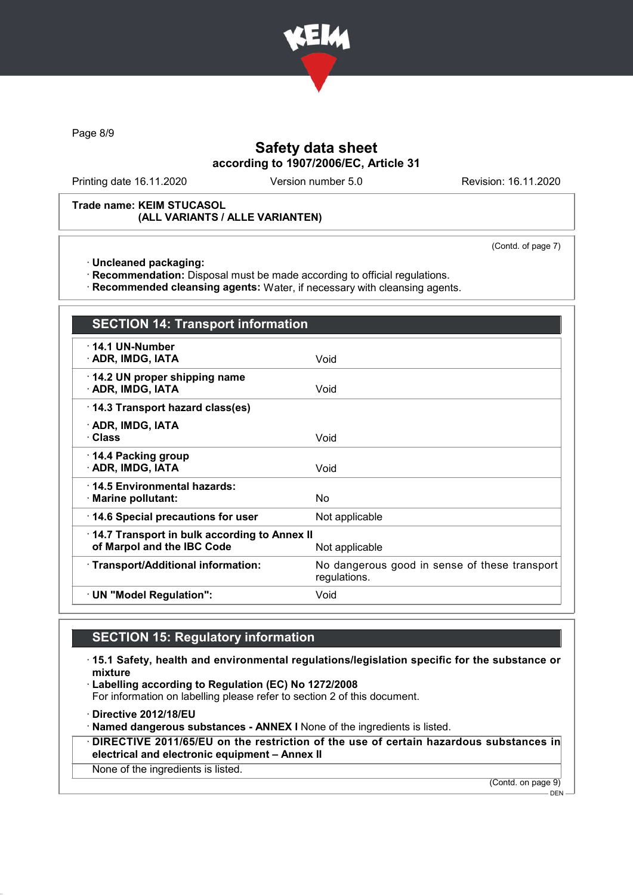**Trade name: KEIM STUCASOL (ALL VARIANTS / ALLE VARIANTEN)**

(Contd. of page 7)

- **Uncleaned packaging:**
- **Recommendation:** Disposal must be made according to official regulations.
- **Recommended cleansing agents:** Water, if necessary with cleansing agents.

## SECTION 14: Transport information

| | |
|---|---|
| **14.1 UN-Number** | |
| **ADR, IMDG, IATA** | Void |
| **14.2 UN proper shipping name** | |
| **ADR, IMDG, IATA** | Void |
| **14.3 Transport hazard class(es)** | |
| **ADR, IMDG, IATA** | |
| **Class** | Void |
| **14.4 Packing group** | |
| **ADR, IMDG, IATA** | Void |
| **14.5 Environmental hazards:** | |
| **Marine pollutant:** | No |
| **14.6 Special precautions for user** | Not applicable |
| **14.7 Transport in bulk according to Annex II of Marpol and the IBC Code** | Not applicable |
| **Transport/Additional information:** | No dangerous good in sense of these transport regulations. |
| **UN "Model Regulation":** | Void |

## SECTION 15: Regulatory information

- **15.1 Safety, health and environmental regulations/legislation specific for the substance or mixture**
- **Labelling according to Regulation (EC) No 1272/2008**
  For information on labelling please refer to section 2 of this document.
- **Directive 2012/18/EU**
- **Named dangerous substances - ANNEX I** None of the ingredients is listed.
- **DIRECTIVE 2011/65/EU on the restriction of the use of certain hazardous substances in electrical and electronic equipment – Annex II**
  None of the ingredients is listed.

(Contd. on page 9)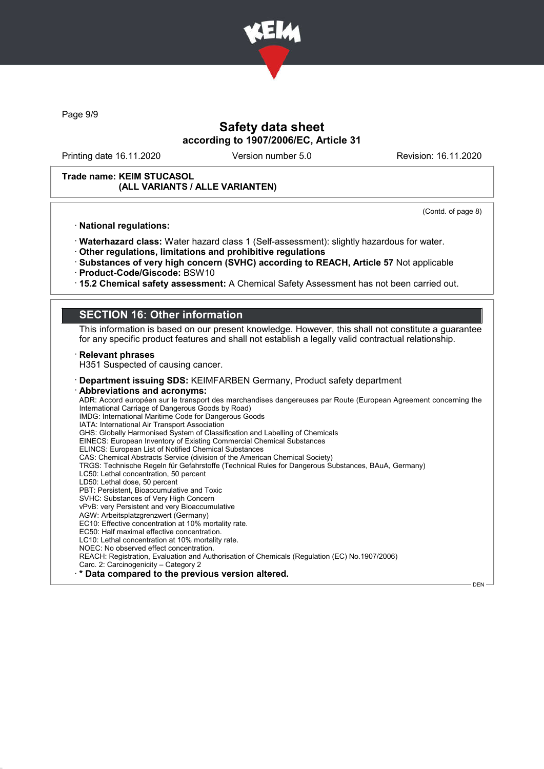Trade name: **KEIM STUCASOL (ALL VARIANTS / ALLE VARIANTEN)**

(Contd. of page 8)

· **National regulations:**

· **Waterhazard class:** Water hazard class 1 (Self-assessment): slightly hazardous for water.
· **Other regulations, limitations and prohibitive regulations**
· **Substances of very high concern (SVHC) according to REACH, Article 57** Not applicable
· **Product-Code/Giscode:** BSW10
· **15.2 Chemical safety assessment:** A Chemical Safety Assessment has not been carried out.

## SECTION 16: Other information

This information is based on our present knowledge. However, this shall not constitute a guarantee for any specific product features and shall not establish a legally valid contractual relationship.

· **Relevant phrases**
H351 Suspected of causing cancer.

· **Department issuing SDS:** KEIMFARBEN Germany, Product safety department
· **Abbreviations and acronyms:**
ADR: Accord européen sur le transport des marchandises dangereuses par Route (European Agreement concerning the International Carriage of Dangerous Goods by Road)
IMDG: International Maritime Code for Dangerous Goods
IATA: International Air Transport Association
GHS: Globally Harmonised System of Classification and Labelling of Chemicals
EINECS: European Inventory of Existing Commercial Chemical Substances
ELINCS: European List of Notified Chemical Substances
CAS: Chemical Abstracts Service (division of the American Chemical Society)
TRGS: Technische Regeln für Gefahrstoffe (Technical Rules for Dangerous Substances, BAuA, Germany)
LC50: Lethal concentration, 50 percent
LD50: Lethal dose, 50 percent
PBT: Persistent, Bioaccumulative and Toxic
SVHC: Substances of Very High Concern
vPvB: very Persistent and very Bioaccumulative
AGW: Arbeitsplatzgrenzwert (Germany)
EC10: Effective concentration at 10% mortality rate.
EC50: Half maximal effective concentration.
LC10: Lethal concentration at 10% mortality rate.
NOEC: No observed effect concentration.
REACH: Registration, Evaluation and Authorisation of Chemicals (Regulation (EC) No.1907/2006)
Carc. 2: Carcinogenicity – Category 2
· **\* Data compared to the previous version altered.**

DEN